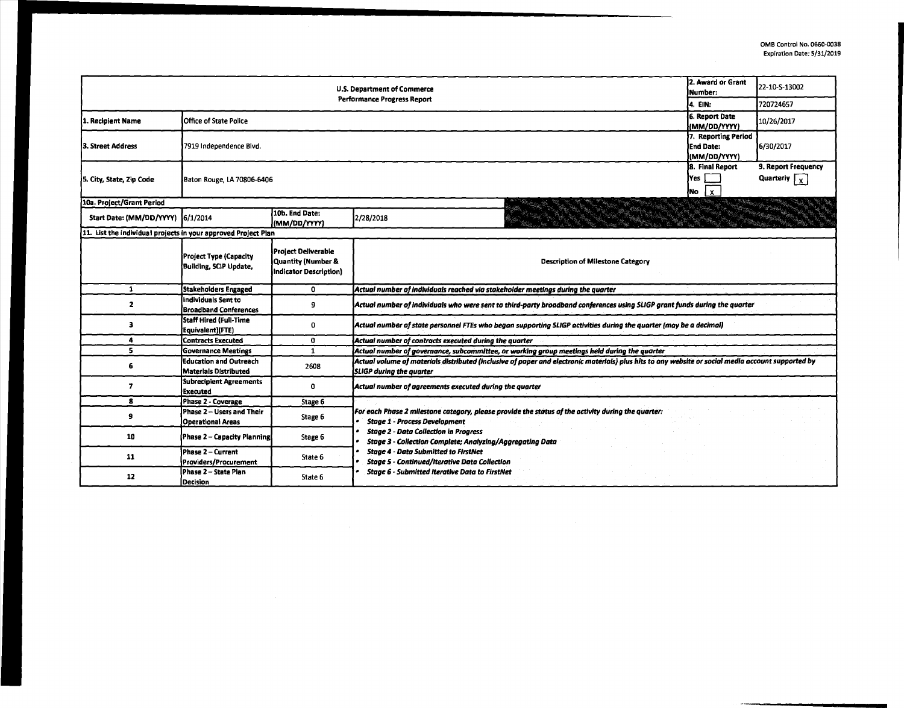OMB Control No. 0660-0038
Expiration Date: 5/31/2019

| U.S. Department of Commerce<br>Performance Progress Report | | | | 2. Award or Grant Number: | 22-10-S-13002 |
|---|---|---|---|---|---|
| | | | | 4. EIN: | 720724657 |
| 1. Recipient Name | Office of State Police | | | 6. Report Date (MM/DD/YYYY) | 10/26/2017 |
| 3. Street Address | 7919 Independence Blvd. | | | 7. Reporting Period End Date: (MM/DD/YYYY) | 6/30/2017 |
| 5. City, State, Zip Code | Baton Rouge, LA 70806-6406 | | | 8. Final Report<br>Yes [ ]<br>No [x] | 9. Report Frequency<br>Quarterly [x] |
| 10a. Project/Grant Period | | | | | |
| Start Date: (MM/DD/YYYY) | 6/1/2014 | 10b. End Date: (MM/DD/YYYY) | 2/28/2018 | | |

**11. List the individual projects in your approved Project Plan**

| | Project Type (Capacity Building, SCIP Update, | Project Deliverable Quantity (Number & Indicator Description) | Description of Milestone Category |
|---|---|---|---|
| 1 | Stakeholders Engaged | 0 | *Actual number of individuals reached via stakeholder meetings during the quarter* |
| 2 | Individuals Sent to Broadband Conferences | 9 | *Actual number of individuals who were sent to third-party broadband conferences using SLIGP grant funds during the quarter* |
| 3 | Staff Hired (Full-Time Equivalent)(FTE) | 0 | *Actual number of state personnel FTEs who began supporting SLIGP activities during the quarter (may be a decimal)* |
| 4 | Contracts Executed | 0 | *Actual number of contracts executed during the quarter* |
| 5 | Governance Meetings | 1 | *Actual number of governance, subcommittee, or working group meetings held during the quarter* |
| 6 | Education and Outreach Materials Distributed | 2608 | *Actual volume of materials distributed (inclusive of paper and electronic materials) plus hits to any website or social media account supported by SLIGP during the quarter* |
| 7 | Subrecipient Agreements Executed | 0 | *Actual number of agreements executed during the quarter* |
| 8 | Phase 2 - Coverage | Stage 6 | *For each Phase 2 milestone category, please provide the status of the activity during the quarter:*<br>• *Stage 1 - Process Development*<br>• *Stage 2 - Data Collection in Progress*<br>• *Stage 3 - Collection Complete; Analyzing/Aggregating Data*<br>• *Stage 4 - Data Submitted to FirstNet*<br>• *Stage 5 - Continued/Iterative Data Collection*<br>• *Stage 6 - Submitted Iterative Data to FirstNet* |
| 9 | Phase 2 – Users and Their Operational Areas | Stage 6 | |
| 10 | Phase 2 – Capacity Planning | Stage 6 | |
| 11 | Phase 2 – Current Providers/Procurement | State 6 | |
| 12 | Phase 2 – State Plan Decision | State 6 | |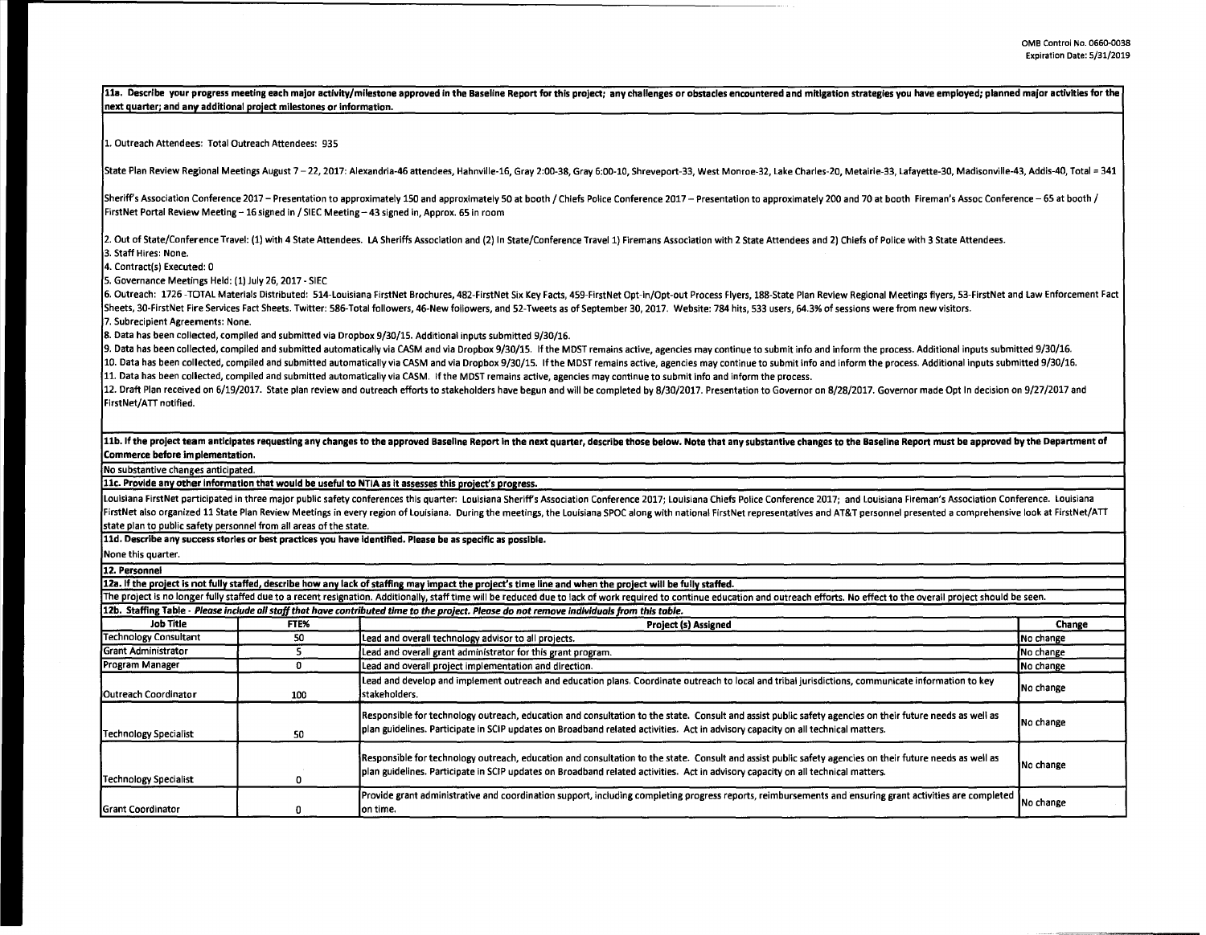**11a. Describe your progress meeting each major activity/milestone approved in the Baseline Report for this project; any challenges or obstacles encountered and mitigation strategies you have employed; planned major activities for the next quarter; and any additional project milestones or information.**

1. Outreach Attendees: Total Outreach Attendees: 935

State Plan Review Regional Meetings August 7 – 22, 2017: Alexandria-46 attendees, Hahnville-16, Gray 2:00-38, Gray 6:00-10, Shreveport-33, West Monroe-32, Lake Charles-20, Metairie-33, Lafayette-30, Madisonville-43, Addis-40, Total = 341

Sheriff's Association Conference 2017 – Presentation to approximately 150 and approximately 50 at booth / Chiefs Police Conference 2017 – Presentation to approximately 200 and 70 at booth Fireman's Assoc Conference – 65 at booth / FirstNet Portal Review Meeting – 16 signed in / SIEC Meeting – 43 signed in, Approx. 65 in room

2. Out of State/Conference Travel: (1) with 4 State Attendees. LA Sheriffs Association and (2) In State/Conference Travel 1) Firemans Association with 2 State Attendees and 2) Chiefs of Police with 3 State Attendees.
3. Staff Hires: None.
4. Contract(s) Executed: 0
5. Governance Meetings Held: (1) July 26, 2017 - SIEC
6. Outreach: 1726 -TOTAL Materials Distributed: 514-Louisiana FirstNet Brochures, 482-FirstNet Six Key Facts, 459-FirstNet Opt-in/Opt-out Process Flyers, 188-State Plan Review Regional Meetings flyers, 53-FirstNet and Law Enforcement Fact Sheets, 30-FirstNet Fire Services Fact Sheets. Twitter: 586-Total followers, 46-New followers, and 52-Tweets as of September 30, 2017. Website: 784 hits, 533 users, 64.3% of sessions were from new visitors.
7. Subrecipient Agreements: None.
8. Data has been collected, compiled and submitted via Dropbox 9/30/15. Additional inputs submitted 9/30/16.
9. Data has been collected, compiled and submitted automatically via CASM and via Dropbox 9/30/15. If the MDST remains active, agencies may continue to submit info and inform the process. Additional inputs submitted 9/30/16.
10. Data has been collected, compiled and submitted automatically via CASM and via Dropbox 9/30/15. If the MDST remains active, agencies may continue to submit info and inform the process. Additional inputs submitted 9/30/16.
11. Data has been collected, compiled and submitted automatically via CASM. If the MDST remains active, agencies may continue to submit info and inform the process.
12. Draft Plan received on 6/19/2017. State plan review and outreach efforts to stakeholders have begun and will be completed by 8/30/2017. Presentation to Governor on 8/28/2017. Governor made Opt In decision on 9/27/2017 and FirstNet/ATT notified.

**11b. If the project team anticipates requesting any changes to the approved Baseline Report in the next quarter, describe those below. Note that any substantive changes to the Baseline Report must be approved by the Department of Commerce before implementation.**

No substantive changes anticipated.

**11c. Provide any other information that would be useful to NTIA as it assesses this project's progress.**

Louisiana FirstNet participated in three major public safety conferences this quarter: Louisiana Sheriff's Association Conference 2017; Louisiana Chiefs Police Conference 2017; and Louisiana Fireman's Association Conference. Louisiana FirstNet also organized 11 State Plan Review Meetings in every region of Louisiana. During the meetings, the Louisiana SPOC along with national FirstNet representatives and AT&T personnel presented a comprehensive look at FirstNet/ATT state plan to public safety personnel from all areas of the state.

**11d. Describe any success stories or best practices you have identified. Please be as specific as possible.**

None this quarter.

**12. Personnel**

**12a. If the project is not fully staffed, describe how any lack of staffing may impact the project's time line and when the project will be fully staffed.**

The project is no longer fully staffed due to a recent resignation. Additionally, staff time will be reduced due to lack of work required to continue education and outreach efforts. No effect to the overall project should be seen.

**12b. Staffing Table** - *Please include all staff that have contributed time to the project. Please do not remove individuals from this table.*

| Job Title | FTE% | Project (s) Assigned | Change |
|---|---|---|---|
| Technology Consultant | 50 | Lead and overall technology advisor to all projects. | No change |
| Grant Administrator | 5 | Lead and overall grant administrator for this grant program. | No change |
| Program Manager | 0 | Lead and overall project implementation and direction. | No change |
| Outreach Coordinator | 100 | Lead and develop and implement outreach and education plans. Coordinate outreach to local and tribal jurisdictions, communicate information to key stakeholders. | No change |
| Technology Specialist | 50 | Responsible for technology outreach, education and consultation to the state. Consult and assist public safety agencies on their future needs as well as plan guidelines. Participate in SCIP updates on Broadband related activities. Act in advisory capacity on all technical matters. | No change |
| Technology Specialist | 0 | Responsible for technology outreach, education and consultation to the state. Consult and assist public safety agencies on their future needs as well as plan guidelines. Participate in SCIP updates on Broadband related activities. Act in advisory capacity on all technical matters. | No change |
| Grant Coordinator | 0 | Provide grant administrative and coordination support, including completing progress reports, reimbursements and ensuring grant activities are completed on time. | No change |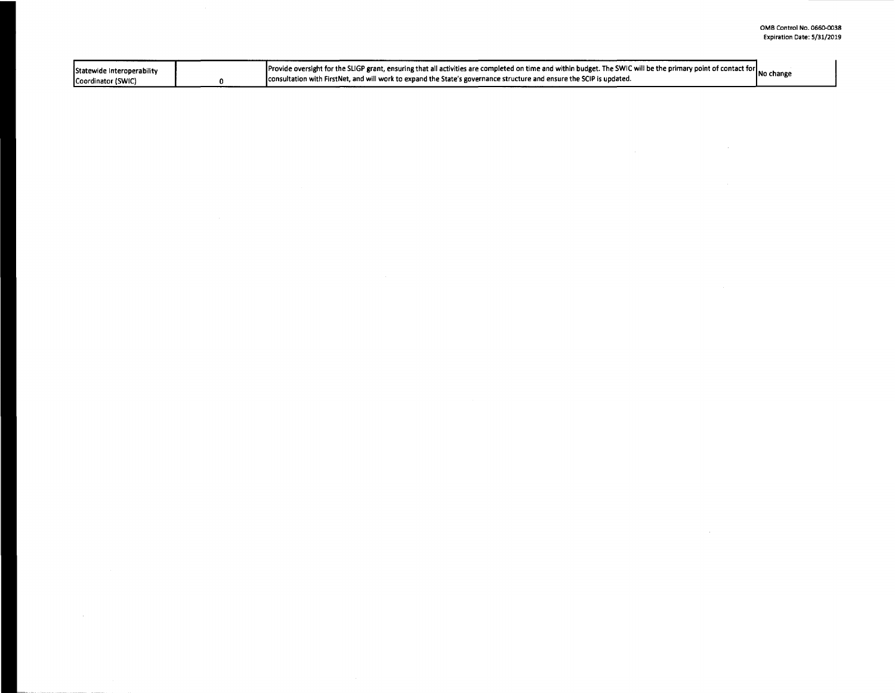| | | | |
|---|---|---|---|
| Statewide Interoperability Coordinator (SWIC) | 0 | Provide oversight for the SLIGP grant, ensuring that all activities are completed on time and within budget. The SWIC will be the primary point of contact for consultation with FirstNet, and will work to expand the State's governance structure and ensure the SCIP is updated. | No change |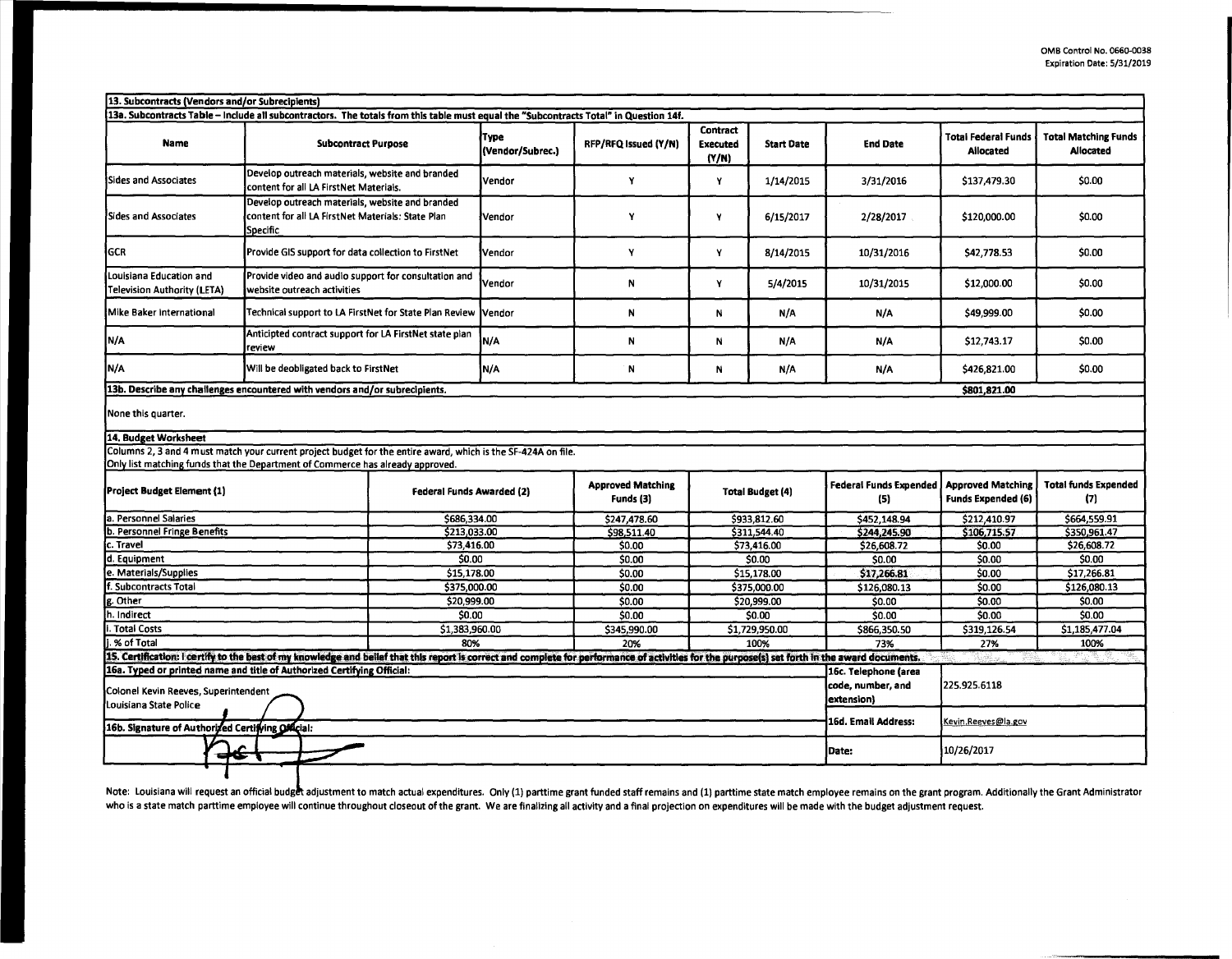## 13. Subcontracts (Vendors and/or Subrecipients)

### 13a. Subcontracts Table – Include all subcontractors. The totals from this table must equal the "Subcontracts Total" in Question 14f.

| Name | Subcontract Purpose | Type (Vendor/Subrec.) | RFP/RFQ Issued (Y/N) | Contract Executed (Y/N) | Start Date | End Date | Total Federal Funds Allocated | Total Matching Funds Allocated |
|---|---|---|---|---|---|---|---|---|
| Sides and Associates | Develop outreach materials, website and branded content for all LA FirstNet Materials. | Vendor | Y | Y | 1/14/2015 | 3/31/2016 | $137,479.30 | $0.00 |
| Sides and Associates | Develop outreach materials, website and branded content for all LA FirstNet Materials: State Plan Specific | Vendor | Y | Y | 6/15/2017 | 2/28/2017 | $120,000.00 | $0.00 |
| GCR | Provide GIS support for data collection to FirstNet | Vendor | Y | Y | 8/14/2015 | 10/31/2016 | $42,778.53 | $0.00 |
| Louisiana Education and Television Authority (LETA) | Provide video and audio support for consultation and website outreach activities | Vendor | N | Y | 5/4/2015 | 10/31/2015 | $12,000.00 | $0.00 |
| Mike Baker International | Technical support to LA FirstNet for State Plan Review | Vendor | N | N | N/A | N/A | $49,999.00 | $0.00 |
| N/A | Anticipted contract support for LA FirstNet state plan review | N/A | N | N | N/A | N/A | $12,743.17 | $0.00 |
| N/A | Will be deobligated back to FirstNet | N/A | N | N | N/A | N/A | $426,821.00 | $0.00 |
| | | | | | | | $801,821.00 | |

### 13b. Describe any challenges encountered with vendors and/or subrecipients.

None this quarter.

## 14. Budget Worksheet

Columns 2, 3 and 4 must match your current project budget for the entire award, which is the SF-424A on file.
Only list matching funds that the Department of Commerce has already approved.

| Project Budget Element (1) | Federal Funds Awarded (2) | Approved Matching Funds (3) | Total Budget (4) | Federal Funds Expended (5) | Approved Matching Funds Expended (6) | Total funds Expended (7) |
|---|---|---|---|---|---|---|
| a. Personnel Salaries | $686,334.00 | $247,478.60 | $933,812.60 | $452,148.94 | $212,410.97 | $664,559.91 |
| b. Personnel Fringe Benefits | $213,033.00 | $98,511.40 | $311,544.40 | $244,245.90 | $106,715.57 | $350,961.47 |
| c. Travel | $73,416.00 | $0.00 | $73,416.00 | $26,608.72 | $0.00 | $26,608.72 |
| d. Equipment | $0.00 | $0.00 | $0.00 | $0.00 | $0.00 | $0.00 |
| e. Materials/Supplies | $15,178.00 | $0.00 | $15,178.00 | $17,266.81 | $0.00 | $17,266.81 |
| f. Subcontracts Total | $375,000.00 | $0.00 | $375,000.00 | $126,080.13 | $0.00 | $126,080.13 |
| g. Other | $20,999.00 | $0.00 | $20,999.00 | $0.00 | $0.00 | $0.00 |
| h. Indirect | $0.00 | $0.00 | $0.00 | $0.00 | $0.00 | $0.00 |
| i. Total Costs | $1,383,960.00 | $345,990.00 | $1,729,950.00 | $866,350.50 | $319,126.54 | $1,185,477.04 |
| j. % of Total | 80% | 20% | 100% | 73% | 27% | 100% |

## 15. Certification: I certify to the best of my knowledge and belief that this report is correct and complete for performance of activities for the purpose(s) set forth in the award documents.

| | | | |
|---|---|---|---|
| 16a. Typed or printed name and title of Authorized Certifying Official: Colonel Kevin Reeves, Superintendent Louisiana State Police | | 16c. Telephone (area code, number, and extension) | 225.925.6118 |
| 16b. Signature of Authorized Certifying Official: | | 16d. Email Address: | Kevin.Reeves@la.gov |
| | | Date: | 10/26/2017 |

Note: Louisiana will request an official budget adjustment to match actual expenditures. Only (1) parttime grant funded staff remains and (1) parttime state match employee remains on the grant program. Additionally the Grant Administrator who is a state match parttime employee will continue throughout closeout of the grant. We are finalizing all activity and a final projection on expenditures will be made with the budget adjustment request.